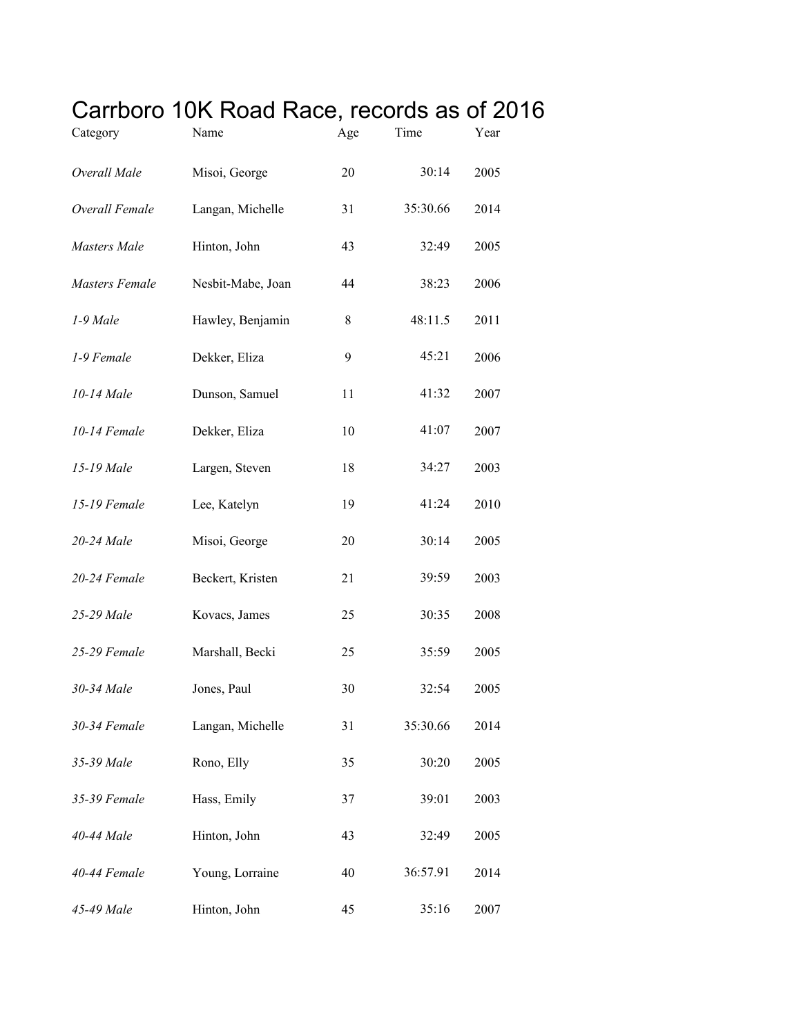# Carrboro 10K Road Race, records as of 2016

| Category | Name | Age | Time | Year |
|---|---|---|---|---|
| *Overall Male* | Misoi, George | 20 | 30:14 | 2005 |
| *Overall Female* | Langan, Michelle | 31 | 35:30.66 | 2014 |
| *Masters Male* | Hinton, John | 43 | 32:49 | 2005 |
| *Masters Female* | Nesbit-Mabe, Joan | 44 | 38:23 | 2006 |
| *1-9 Male* | Hawley, Benjamin | 8 | 48:11.5 | 2011 |
| *1-9 Female* | Dekker, Eliza | 9 | 45:21 | 2006 |
| *10-14 Male* | Dunson, Samuel | 11 | 41:32 | 2007 |
| *10-14 Female* | Dekker, Eliza | 10 | 41:07 | 2007 |
| *15-19 Male* | Largen, Steven | 18 | 34:27 | 2003 |
| *15-19 Female* | Lee, Katelyn | 19 | 41:24 | 2010 |
| *20-24 Male* | Misoi, George | 20 | 30:14 | 2005 |
| *20-24 Female* | Beckert, Kristen | 21 | 39:59 | 2003 |
| *25-29 Male* | Kovacs, James | 25 | 30:35 | 2008 |
| *25-29 Female* | Marshall, Becki | 25 | 35:59 | 2005 |
| *30-34 Male* | Jones, Paul | 30 | 32:54 | 2005 |
| *30-34 Female* | Langan, Michelle | 31 | 35:30.66 | 2014 |
| *35-39 Male* | Rono, Elly | 35 | 30:20 | 2005 |
| *35-39 Female* | Hass, Emily | 37 | 39:01 | 2003 |
| *40-44 Male* | Hinton, John | 43 | 32:49 | 2005 |
| *40-44 Female* | Young, Lorraine | 40 | 36:57.91 | 2014 |
| *45-49 Male* | Hinton, John | 45 | 35:16 | 2007 |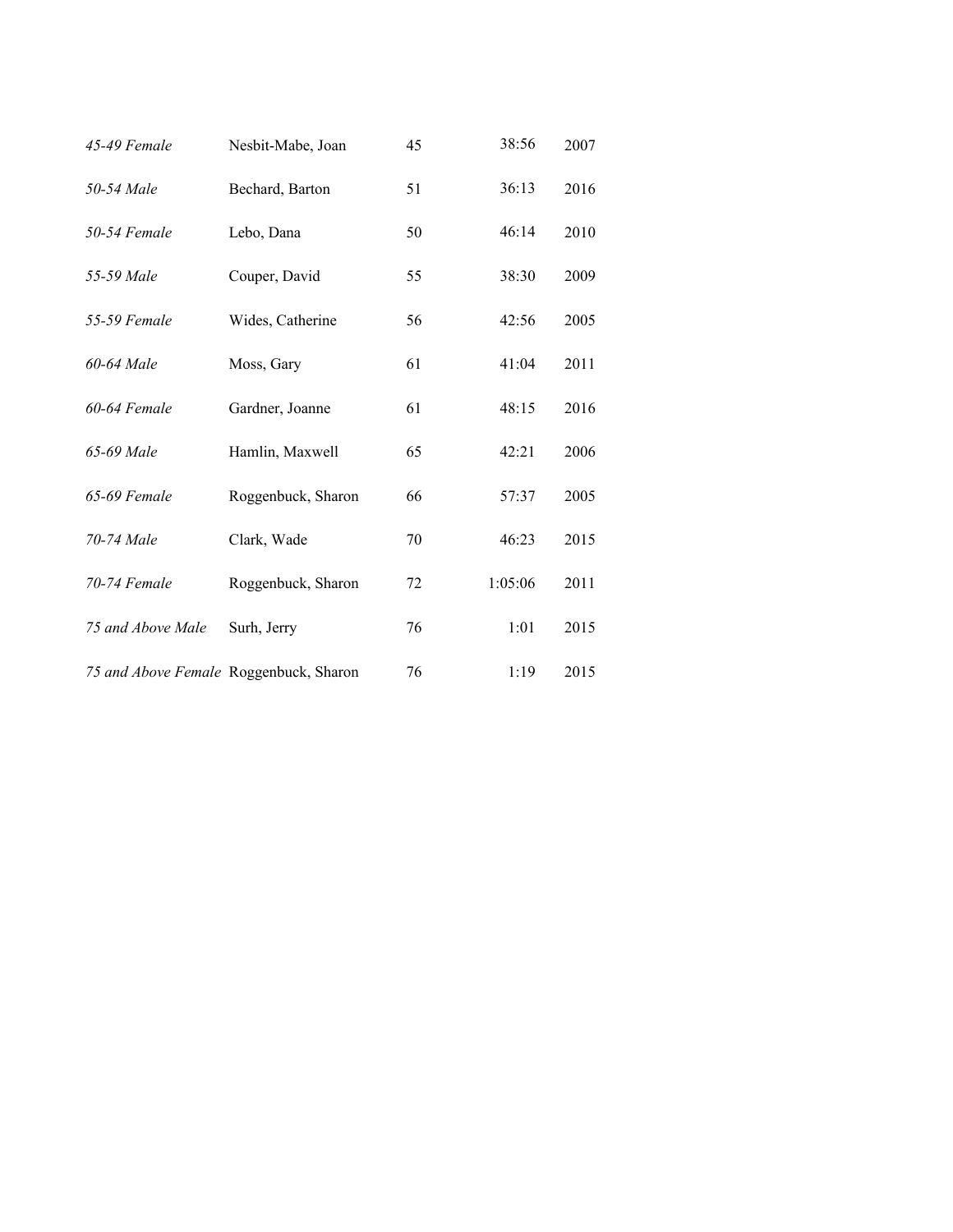| | | | | |
|---|---|---|---|---|
| *45-49 Female* | Nesbit-Mabe, Joan | 45 | 38:56 | 2007 |
| *50-54 Male* | Bechard, Barton | 51 | 36:13 | 2016 |
| *50-54 Female* | Lebo, Dana | 50 | 46:14 | 2010 |
| *55-59 Male* | Couper, David | 55 | 38:30 | 2009 |
| *55-59 Female* | Wides, Catherine | 56 | 42:56 | 2005 |
| *60-64 Male* | Moss, Gary | 61 | 41:04 | 2011 |
| *60-64 Female* | Gardner, Joanne | 61 | 48:15 | 2016 |
| *65-69 Male* | Hamlin, Maxwell | 65 | 42:21 | 2006 |
| *65-69 Female* | Roggenbuck, Sharon | 66 | 57:37 | 2005 |
| *70-74 Male* | Clark, Wade | 70 | 46:23 | 2015 |
| *70-74 Female* | Roggenbuck, Sharon | 72 | 1:05:06 | 2011 |
| *75 and Above Male* | Surh, Jerry | 76 | 1:01 | 2015 |
| *75 and Above Female* | Roggenbuck, Sharon | 76 | 1:19 | 2015 |